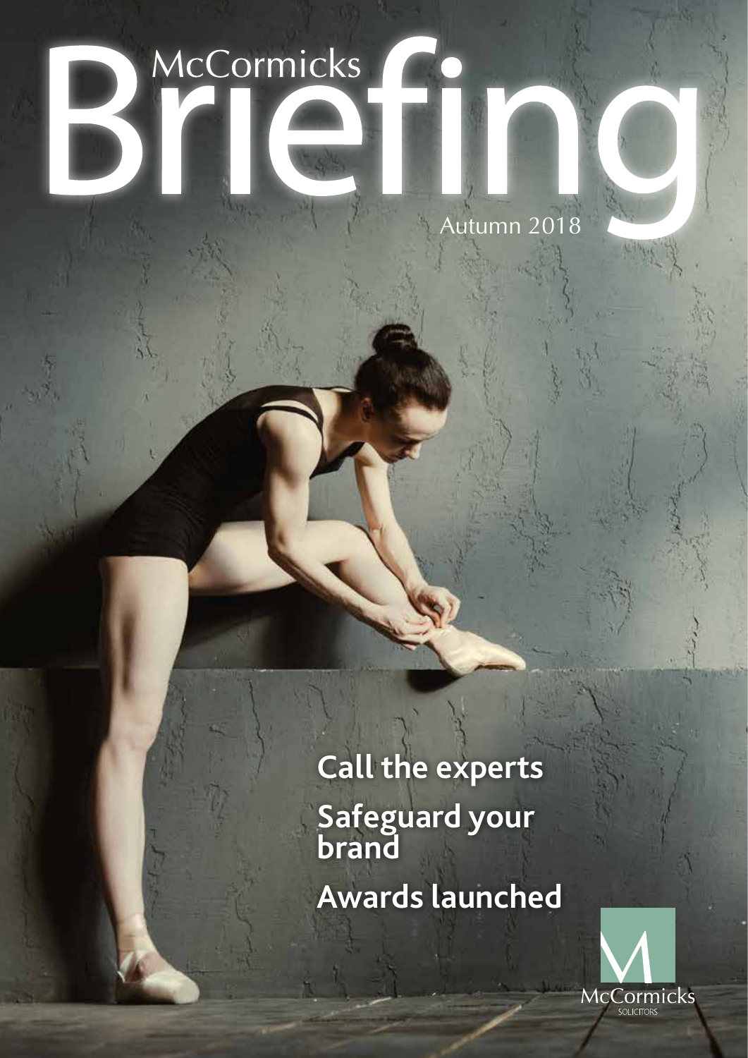# McCormicks Briefing

Autumn 2018

**Call the experts**

**Safeguard your brand**

**Awards launched**

McCormicks
SOLICITORS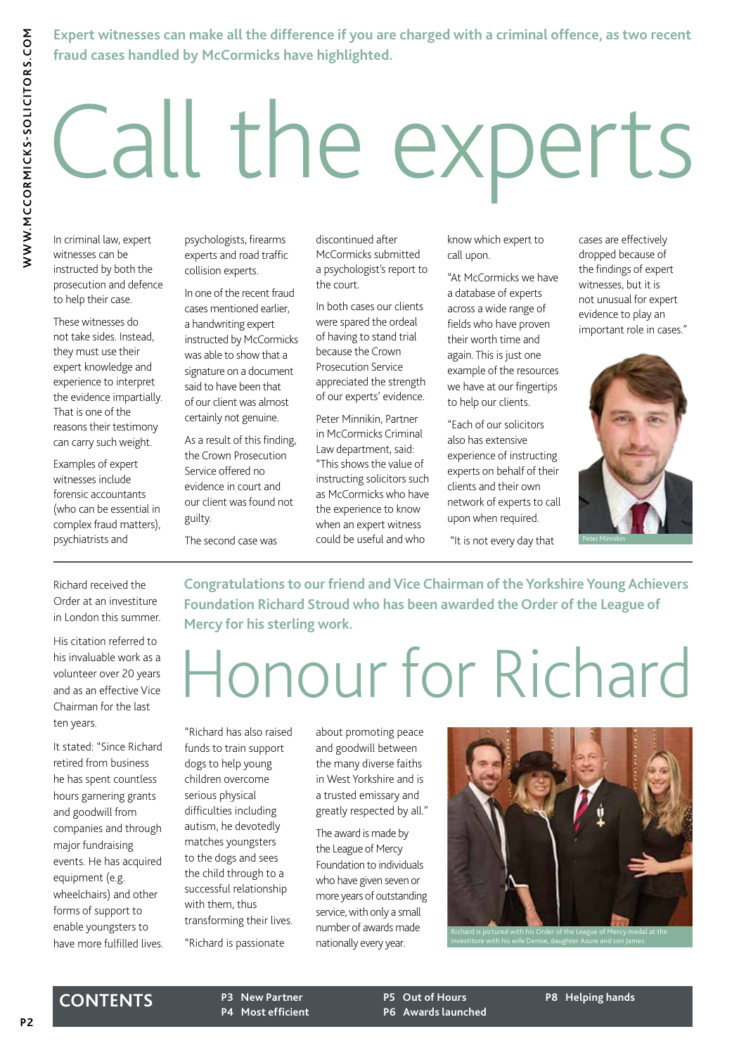Expert witnesses can make all the difference if you are charged with a criminal offence, as two recent fraud cases handled by McCormicks have highlighted.

# Call the experts

In criminal law, expert witnesses can be instructed by both the prosecution and defence to help their case.

These witnesses do not take sides. Instead, they must use their expert knowledge and experience to interpret the evidence impartially. That is one of the reasons their testimony can carry such weight.

Examples of expert witnesses include forensic accountants (who can be essential in complex fraud matters), psychiatrists and psychologists, firearms experts and road traffic collision experts.

In one of the recent fraud cases mentioned earlier, a handwriting expert instructed by McCormicks was able to show that a signature on a document said to have been that of our client was almost certainly not genuine.

As a result of this finding, the Crown Prosecution Service offered no evidence in court and our client was found not guilty.

The second case was discontinued after McCormicks submitted a psychologist's report to the court.

In both cases our clients were spared the ordeal of having to stand trial because the Crown Prosecution Service appreciated the strength of our experts' evidence.

Peter Minnikin, Partner in McCormicks Criminal Law department, said: "This shows the value of instructing solicitors such as McCormicks who have the experience to know when an expert witness could be useful and who know which expert to call upon.

"At McCormicks we have a database of experts across a wide range of fields who have proven their worth time and again. This is just one example of the resources we have at our fingertips to help our clients.

"Each of our solicitors also has extensive experience of instructing experts on behalf of their clients and their own network of experts to call upon when required.

"It is not every day that cases are effectively dropped because of the findings of expert witnesses, but it is not unusual for expert evidence to play an important role in cases."

Peter Minnikin

---

Congratulations to our friend and Vice Chairman of the Yorkshire Young Achievers Foundation Richard Stroud who has been awarded the Order of the League of Mercy for his sterling work.

# Honour for Richard

Richard received the Order at an investiture in London this summer.

His citation referred to his invaluable work as a volunteer over 20 years and as an effective Vice Chairman for the last ten years.

It stated: "Since Richard retired from business he has spent countless hours garnering grants and goodwill from companies and through major fundraising events. He has acquired equipment (e.g. wheelchairs) and other forms of support to enable youngsters to have more fulfilled lives.

"Richard has also raised funds to train support dogs to help young children overcome serious physical difficulties including autism, he devotedly matches youngsters to the dogs and sees the child through to a successful relationship with them, thus transforming their lives.

"Richard is passionate about promoting peace and goodwill between the many diverse faiths in West Yorkshire and is a trusted emissary and greatly respected by all."

The award is made by the League of Mercy Foundation to individuals who have given seven or more years of outstanding service, with only a small number of awards made nationally every year.

Richard is pictured with his Order of the League of Mercy medal at the investiture with his wife Denise, daughter Azure and son James.

---

## CONTENTS

- P3 New Partner
- P4 Most efficient
- P5 Out of Hours
- P6 Awards launched
- P8 Helping hands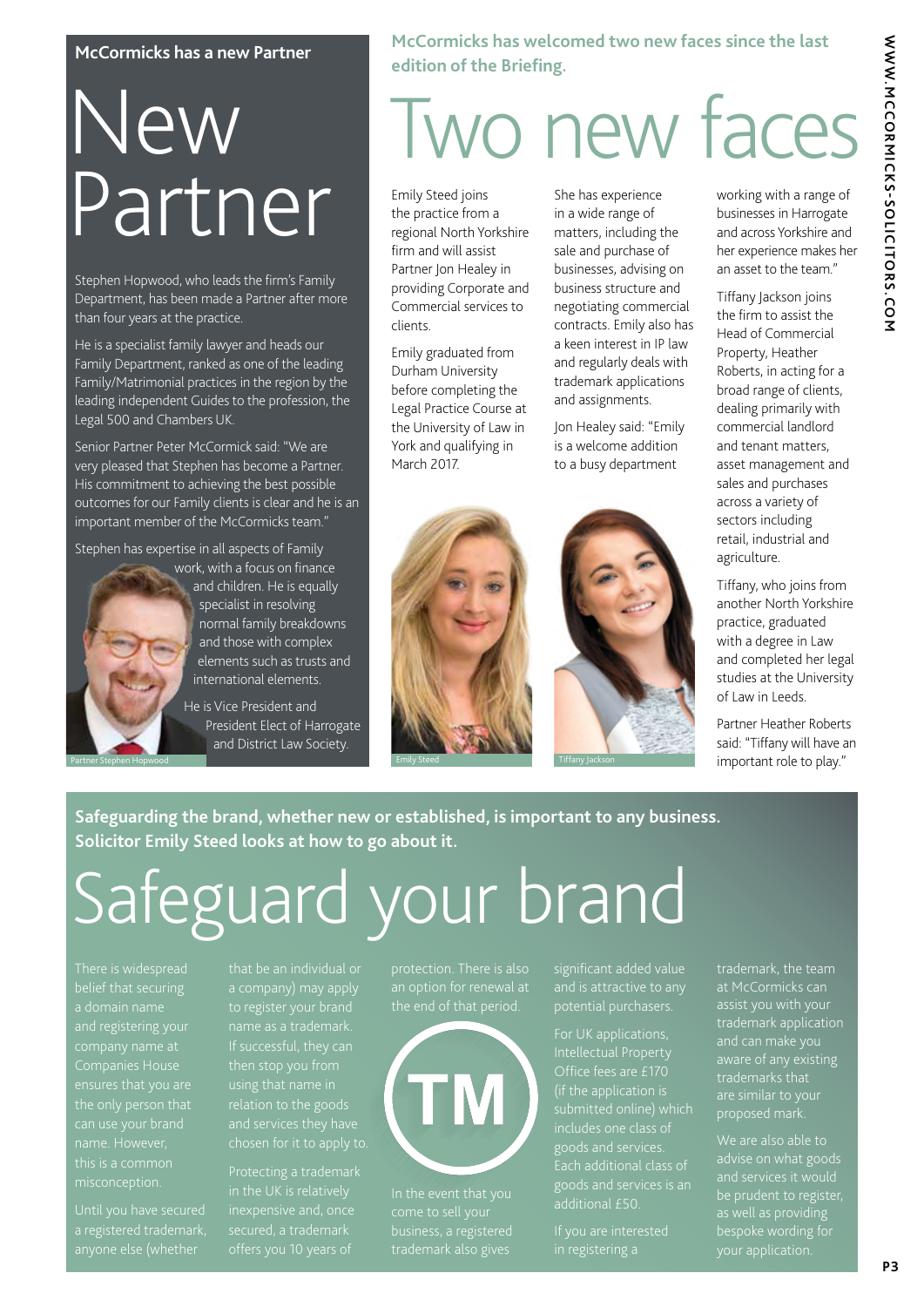**McCormicks has a new Partner**

# New Partner

Stephen Hopwood, who leads the firm's Family Department, has been made a Partner after more than four years at the practice.

He is a specialist family lawyer and heads our Family Department, ranked as one of the leading Family/Matrimonial practices in the region by the leading independent Guides to the profession, the Legal 500 and Chambers UK.

Senior Partner Peter McCormick said: "We are very pleased that Stephen has become a Partner. His commitment to achieving the best possible outcomes for our Family clients is clear and he is an important member of the McCormicks team."

Stephen has expertise in all aspects of Family work, with a focus on finance and children. He is equally specialist in resolving normal family breakdowns and those with complex elements such as trusts and international elements.

He is Vice President and President Elect of Harrogate and District Law Society.

Partner Stephen Hopwood

**McCormicks has welcomed two new faces since the last edition of the Briefing.**

# Two new faces

Emily Steed joins the practice from a regional North Yorkshire firm and will assist Partner Jon Healey in providing Corporate and Commercial services to clients.

Emily graduated from Durham University before completing the Legal Practice Course at the University of Law in York and qualifying in March 2017.

She has experience in a wide range of matters, including the sale and purchase of businesses, advising on business structure and negotiating commercial contracts. Emily also has a keen interest in IP law and regularly deals with trademark applications and assignments.

Jon Healey said: "Emily is a welcome addition to a busy department working with a range of businesses in Harrogate and across Yorkshire and her experience makes her an asset to the team."

Emily Steed

Tiffany Jackson

Tiffany Jackson joins the firm to assist the Head of Commercial Property, Heather Roberts, in acting for a broad range of clients, dealing primarily with commercial landlord and tenant matters, asset management and sales and purchases across a variety of sectors including retail, industrial and agriculture.

Tiffany, who joins from another North Yorkshire practice, graduated with a degree in Law and completed her legal studies at the University of Law in Leeds.

Partner Heather Roberts said: "Tiffany will have an important role to play."

**Safeguarding the brand, whether new or established, is important to any business. Solicitor Emily Steed looks at how to go about it.**

# Safeguard your brand

There is widespread belief that securing a domain name and registering your company name at Companies House ensures that you are the only person that can use your brand name. However, this is a common misconception.

Until you have secured a registered trademark, anyone else (whether that be an individual or a company) may apply to register your brand name as a trademark. If successful, they can then stop you from using that name in relation to the goods and services they have chosen for it to apply to.

Protecting a trademark in the UK is relatively inexpensive and, once secured, a trademark offers you 10 years of protection. There is also an option for renewal at the end of that period.

In the event that you come to sell your business, a registered trademark also gives significant added value and is attractive to any potential purchasers.

For UK applications, Intellectual Property Office fees are £170 (if the application is submitted online) which includes one class of goods and services. Each additional class of goods and services is an additional £50.

If you are interested in registering a trademark, the team at McCormicks can assist you with your trademark application and can make you aware of any existing trademarks that are similar to your proposed mark.

We are also able to advise on what goods and services it would be prudent to register, as well as providing bespoke wording for your application.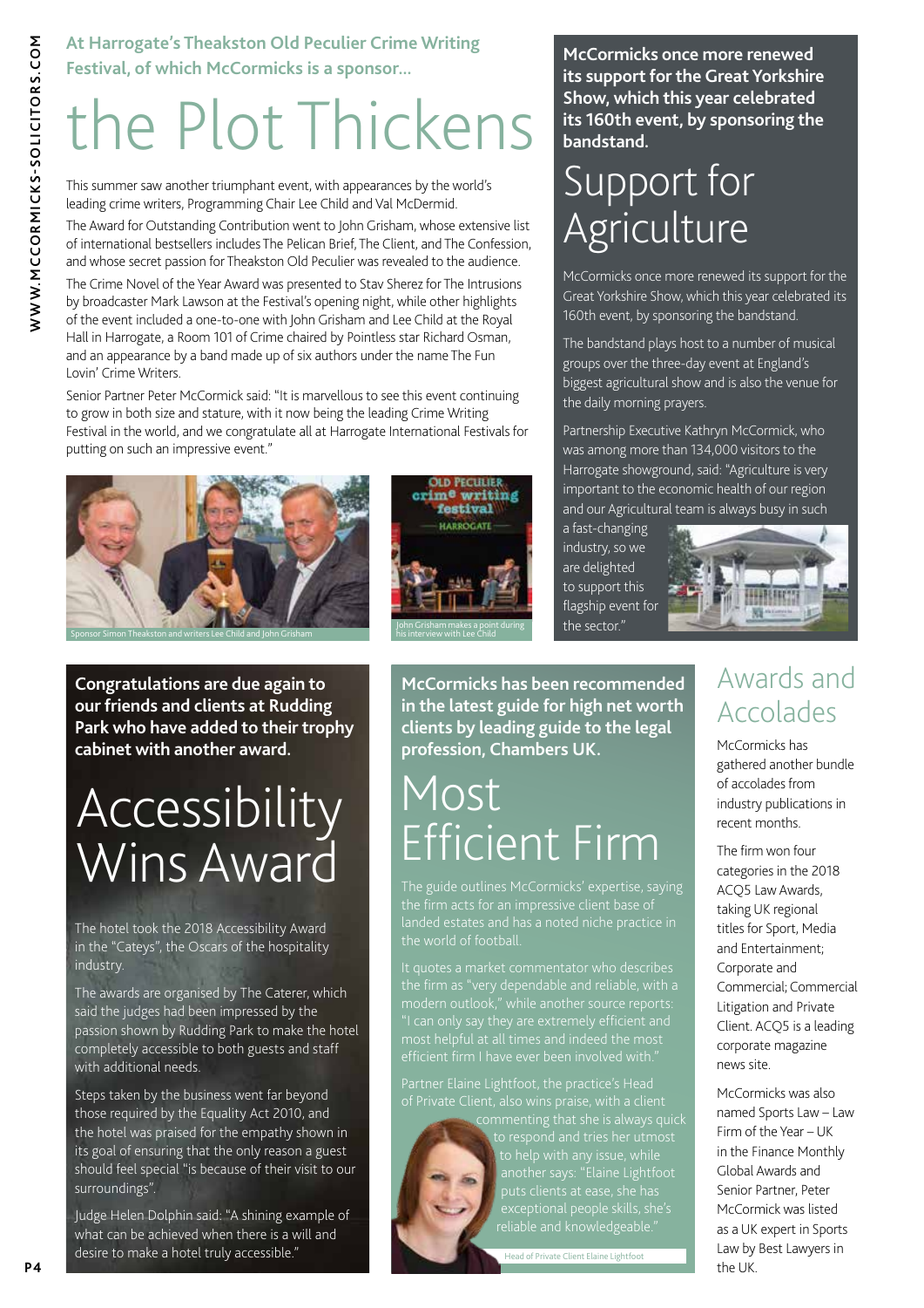**At Harrogate's Theakston Old Peculier Crime Writing Festival, of which McCormicks is a sponsor...**

# the Plot Thickens

This summer saw another triumphant event, with appearances by the world's leading crime writers, Programming Chair Lee Child and Val McDermid.

The Award for Outstanding Contribution went to John Grisham, whose extensive list of international bestsellers includes The Pelican Brief, The Client, and The Confession, and whose secret passion for Theakston Old Peculier was revealed to the audience.

The Crime Novel of the Year Award was presented to Stav Sherez for The Intrusions by broadcaster Mark Lawson at the Festival's opening night, while other highlights of the event included a one-to-one with John Grisham and Lee Child at the Royal Hall in Harrogate, a Room 101 of Crime chaired by Pointless star Richard Osman, and an appearance by a band made up of six authors under the name The Fun Lovin' Crime Writers.

Senior Partner Peter McCormick said: "It is marvellous to see this event continuing to grow in both size and stature, with it now being the leading Crime Writing Festival in the world, and we congratulate all at Harrogate International Festivals for putting on such an impressive event."

Sponsor Simon Theakston and writers Lee Child and John Grisham

John Grisham makes a point during his interview with Lee Child

**McCormicks once more renewed its support for the Great Yorkshire Show, which this year celebrated its 160th event, by sponsoring the bandstand.**

# Support for Agriculture

McCormicks once more renewed its support for the Great Yorkshire Show, which this year celebrated its 160th event, by sponsoring the bandstand.

The bandstand plays host to a number of musical groups over the three-day event at England's biggest agricultural show and is also the venue for the daily morning prayers.

Partnership Executive Kathryn McCormick, who was among more than 134,000 visitors to the Harrogate showground, said: "Agriculture is very important to the economic health of our region and our Agricultural team is always busy in such a fast-changing industry, so we are delighted to support this flagship event for the sector."

**Congratulations are due again to our friends and clients at Rudding Park who have added to their trophy cabinet with another award.**

# Accessibility Wins Award

The hotel took the 2018 Accessibility Award in the "Cateys", the Oscars of the hospitality industry.

The awards are organised by The Caterer, which said the judges had been impressed by the passion shown by Rudding Park to make the hotel completely accessible to both guests and staff with additional needs.

Steps taken by the business went far beyond those required by the Equality Act 2010, and the hotel was praised for the empathy shown in its goal of ensuring that the only reason a guest should feel special "is because of their visit to our surroundings".

Judge Helen Dolphin said: "A shining example of what can be achieved when there is a will and desire to make a hotel truly accessible."

**McCormicks has been recommended in the latest guide for high net worth clients by leading guide to the legal profession, Chambers UK.**

# Most Efficient Firm

The guide outlines McCormicks' expertise, saying the firm acts for an impressive client base of landed estates and has a noted niche practice in the world of football.

It quotes a market commentator who describes the firm as "very dependable and reliable, with a modern outlook," while another source reports: "I can only say they are extremely efficient and most helpful at all times and indeed the most efficient firm I have ever been involved with."

Partner Elaine Lightfoot, the practice's Head of Private Client, also wins praise, with a client commenting that she is always quick to respond and tries her utmost to help with any issue, while another says: "Elaine Lightfoot puts clients at ease, she has exceptional people skills, she's reliable and knowledgeable."

Head of Private Client Elaine Lightfoot

# Awards and Accolades

McCormicks has gathered another bundle of accolades from industry publications in recent months.

The firm won four categories in the 2018 ACQ5 Law Awards, taking UK regional titles for Sport, Media and Entertainment; Corporate and Commercial; Commercial Litigation and Private Client. ACQ5 is a leading corporate magazine news site.

McCormicks was also named Sports Law – Law Firm of the Year – UK in the Finance Monthly Global Awards and Senior Partner, Peter McCormick was listed as a UK expert in Sports Law by Best Lawyers in the UK.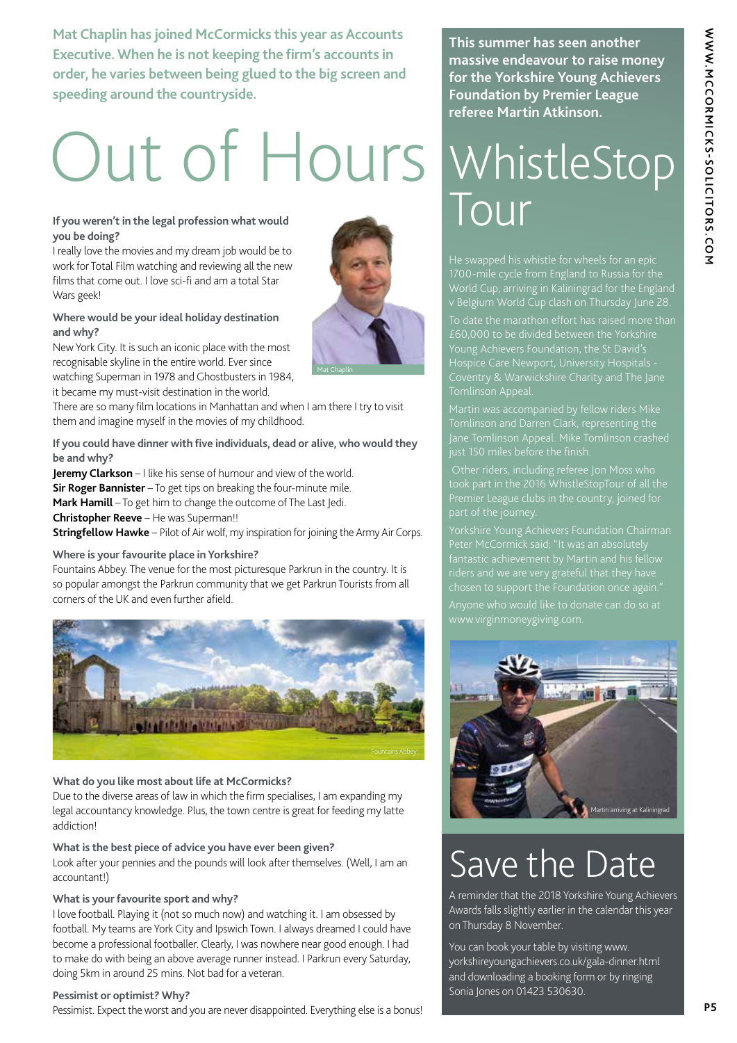**Mat Chaplin has joined McCormicks this year as Accounts Executive. When he is not keeping the firm's accounts in order, he varies between being glued to the big screen and speeding around the countryside.**

# Out of Hours

**If you weren't in the legal profession what would you be doing?**

I really love the movies and my dream job would be to work for Total Film watching and reviewing all the new films that come out. I love sci-fi and am a total Star Wars geek!

Mat Chaplin

**Where would be your ideal holiday destination and why?**

New York City. It is such an iconic place with the most recognisable skyline in the entire world. Ever since watching Superman in 1978 and Ghostbusters in 1984, it became my must-visit destination in the world. There are so many film locations in Manhattan and when I am there I try to visit them and imagine myself in the movies of my childhood.

**If you could have dinner with five individuals, dead or alive, who would they be and why?**

**Jeremy Clarkson** – I like his sense of humour and view of the world.
**Sir Roger Bannister** – To get tips on breaking the four-minute mile.
**Mark Hamill** – To get him to change the outcome of The Last Jedi.
**Christopher Reeve** – He was Superman!!
**Stringfellow Hawke** – Pilot of Air wolf, my inspiration for joining the Army Air Corps.

**Where is your favourite place in Yorkshire?**

Fountains Abbey. The venue for the most picturesque Parkrun in the country. It is so popular amongst the Parkrun community that we get Parkrun Tourists from all corners of the UK and even further afield.

Fountains Abbey

**What do you like most about life at McCormicks?**

Due to the diverse areas of law in which the firm specialises, I am expanding my legal accountancy knowledge. Plus, the town centre is great for feeding my latte addiction!

**What is the best piece of advice you have ever been given?**

Look after your pennies and the pounds will look after themselves. (Well, I am an accountant!)

**What is your favourite sport and why?**

I love football. Playing it (not so much now) and watching it. I am obsessed by football. My teams are York City and Ipswich Town. I always dreamed I could have become a professional footballer. Clearly, I was nowhere near good enough. I had to make do with being an above average runner instead. I Parkrun every Saturday, doing 5km in around 25 mins. Not bad for a veteran.

**Pessimist or optimist? Why?**

Pessimist. Expect the worst and you are never disappointed. Everything else is a bonus!

**This summer has seen another massive endeavour to raise money for the Yorkshire Young Achievers Foundation by Premier League referee Martin Atkinson.**

# WhistleStop Tour

He swapped his whistle for wheels for an epic 1700-mile cycle from England to Russia for the World Cup, arriving in Kaliningrad for the England v Belgium World Cup clash on Thursday June 28.

To date the marathon effort has raised more than £60,000 to be divided between the Yorkshire Young Achievers Foundation, the St David's Hospice Care Newport, University Hospitals - Coventry & Warwickshire Charity and The Jane Tomlinson Appeal.

Martin was accompanied by fellow riders Mike Tomlinson and Darren Clark, representing the Jane Tomlinson Appeal. Mike Tomlinson crashed just 150 miles before the finish.

Other riders, including referee Jon Moss who took part in the 2016 WhistleStopTour of all the Premier League clubs in the country, joined for part of the journey.

Yorkshire Young Achievers Foundation Chairman Peter McCormick said: "It was an absolutely fantastic achievement by Martin and his fellow riders and we are very grateful that they have chosen to support the Foundation once again."

Anyone who would like to donate can do so at www.virginmoneygiving.com.

Martin arriving at Kaliningrad

# Save the Date

A reminder that the 2018 Yorkshire Young Achievers Awards falls slightly earlier in the calendar this year on Thursday 8 November.

You can book your table by visiting www.yorkshireyoungachievers.co.uk/gala-dinner.html and downloading a booking form or by ringing Sonia Jones on 01423 530630.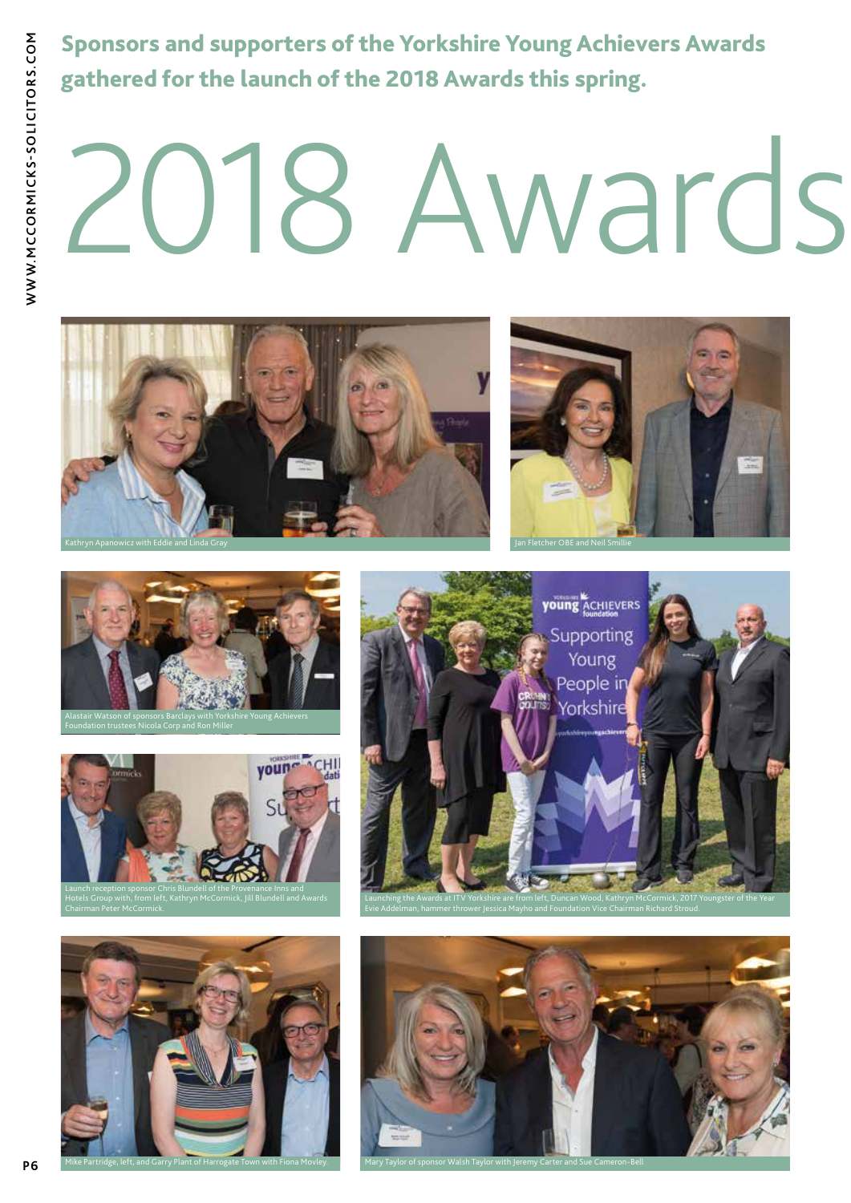**Sponsors and supporters of the Yorkshire Young Achievers Awards gathered for the launch of the 2018 Awards this spring.**

# 2018 Awards

Kathryn Apanowicz with Eddie and Linda Gray

Jan Fletcher OBE and Neil Smillie

Alastair Watson of sponsors Barclays with Yorkshire Young Achievers Foundation trustees Nicola Corp and Ron Miller

Launching the Awards at ITV Yorkshire are from left, Duncan Wood, Kathryn McCormick, 2017 Youngster of the Year Evie Addelman, hammer thrower Jessica Mayho and Foundation Vice Chairman Richard Stroud.

Launch reception sponsor Chris Blundell of the Provenance Inns and Hotels Group with, from left, Kathryn McCormick, Jill Blundell and Awards Chairman Peter McCormick.

Mike Partridge, left, and Garry Plant of Harrogate Town with Fiona Movley.

Mary Taylor of sponsor Walsh Taylor with Jeremy Carter and Sue Cameron-Bell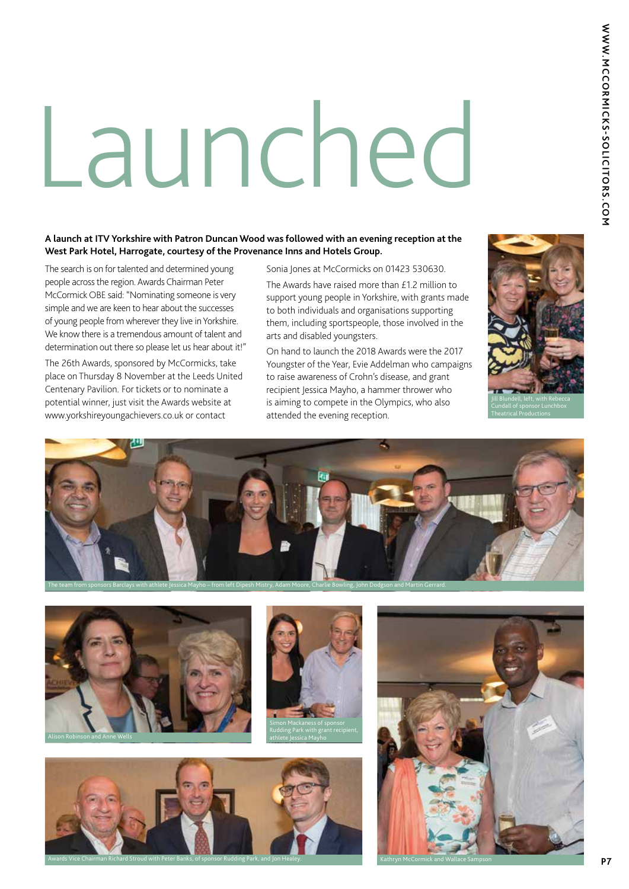# Launched

**A launch at ITV Yorkshire with Patron Duncan Wood was followed with an evening reception at the West Park Hotel, Harrogate, courtesy of the Provenance Inns and Hotels Group.**

The search is on for talented and determined young people across the region. Awards Chairman Peter McCormick OBE said: "Nominating someone is very simple and we are keen to hear about the successes of young people from wherever they live in Yorkshire. We know there is a tremendous amount of talent and determination out there so please let us hear about it!"

The 26th Awards, sponsored by McCormicks, take place on Thursday 8 November at the Leeds United Centenary Pavilion. For tickets or to nominate a potential winner, just visit the Awards website at www.yorkshireyoungachievers.co.uk or contact Sonia Jones at McCormicks on 01423 530630.

The Awards have raised more than £1.2 million to support young people in Yorkshire, with grants made to both individuals and organisations supporting them, including sportspeople, those involved in the arts and disabled youngsters.

On hand to launch the 2018 Awards were the 2017 Youngster of the Year, Evie Addelman who campaigns to raise awareness of Crohn's disease, and grant recipient Jessica Mayho, a hammer thrower who is aiming to compete in the Olympics, who also attended the evening reception.

Jill Blundell, left, with Rebecca Cundall of sponsor Lunchbox Theatrical Productions

The team from sponsors Barclays with athlete Jessica Mayho – from left Dipesh Mistry, Adam Moore, Charlie Bowling, John Dodgson and Martin Gerrard.

Alison Robinson and Anne Wells

Simon Mackaness of sponsor Rudding Park with grant recipient, athlete Jessica Mayho

Awards Vice Chairman Richard Stroud with Peter Banks, of sponsor Rudding Park, and Jon Healey.

Kathryn McCormick and Wallace Sampson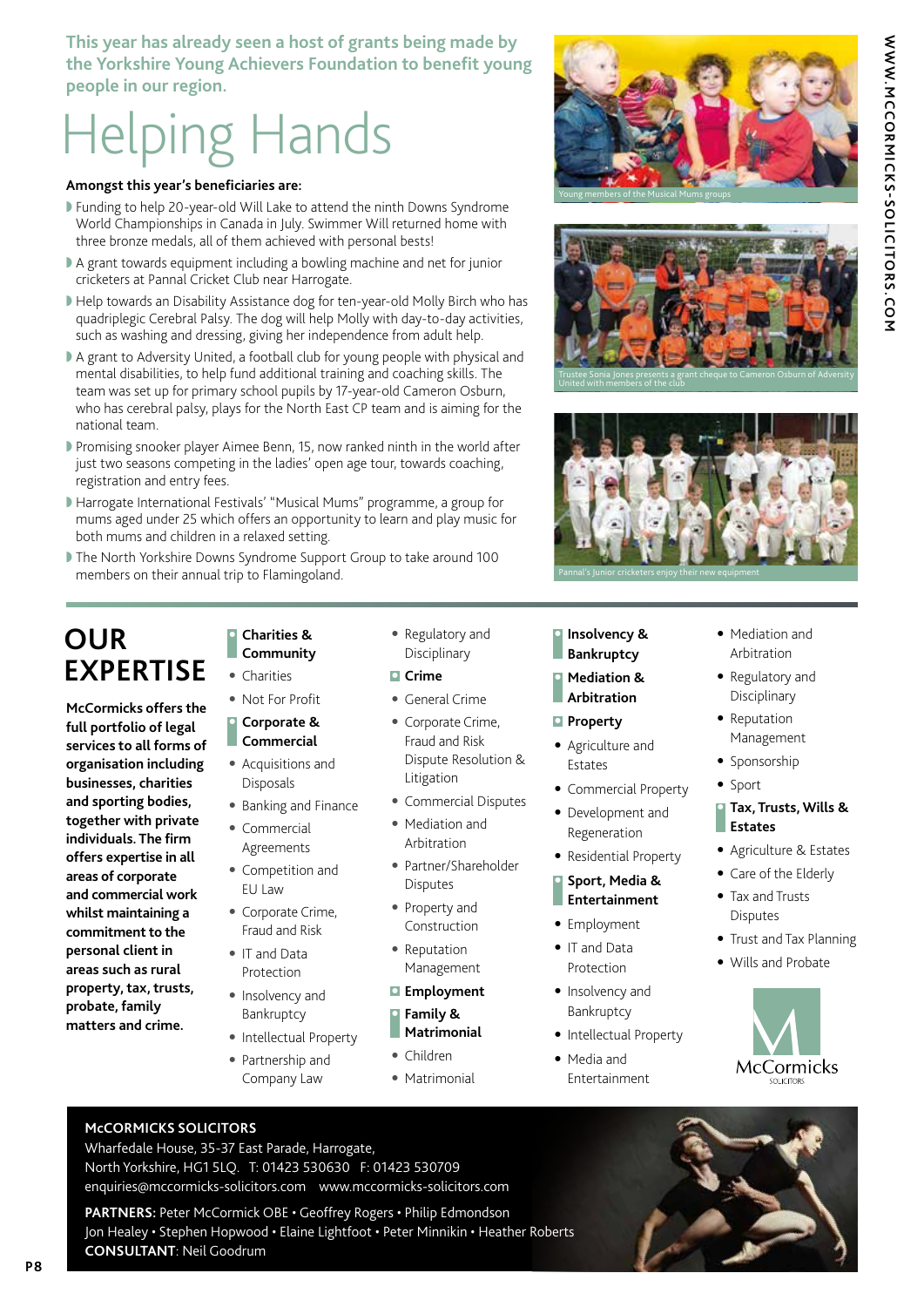This year has already seen a host of grants being made by the Yorkshire Young Achievers Foundation to benefit young people in our region.

# Helping Hands

**Amongst this year's beneficiaries are:**

- Funding to help 20-year-old Will Lake to attend the ninth Downs Syndrome World Championships in Canada in July. Swimmer Will returned home with three bronze medals, all of them achieved with personal bests!
- A grant towards equipment including a bowling machine and net for junior cricketers at Pannal Cricket Club near Harrogate.
- Help towards an Disability Assistance dog for ten-year-old Molly Birch who has quadriplegic Cerebral Palsy. The dog will help Molly with day-to-day activities, such as washing and dressing, giving her independence from adult help.
- A grant to Adversity United, a football club for young people with physical and mental disabilities, to help fund additional training and coaching skills. The team was set up for primary school pupils by 17-year-old Cameron Osburn, who has cerebral palsy, plays for the North East CP team and is aiming for the national team.
- Promising snooker player Aimee Benn, 15, now ranked ninth in the world after just two seasons competing in the ladies' open age tour, towards coaching, registration and entry fees.
- Harrogate International Festivals' "Musical Mums" programme, a group for mums aged under 25 which offers an opportunity to learn and play music for both mums and children in a relaxed setting.
- The North Yorkshire Downs Syndrome Support Group to take around 100 members on their annual trip to Flamingoland.

Young members of the Musical Mums groups

Trustee Sonia Jones presents a grant cheque to Cameron Osburn of Adversity United with members of the club

Pannal's Junior cricketers enjoy their new equipment

## OUR EXPERTISE

**McCormicks offers the full portfolio of legal services to all forms of organisation including businesses, charities and sporting bodies, together with private individuals. The firm offers expertise in all areas of corporate and commercial work whilst maintaining a commitment to the personal client in areas such as rural property, tax, trusts, probate, family matters and crime.**

**Charities & Community**
- Charities
- Not For Profit

**Corporate & Commercial**
- Acquisitions and Disposals
- Banking and Finance
- Commercial Agreements
- Competition and EU Law
- Corporate Crime, Fraud and Risk
- IT and Data Protection
- Insolvency and Bankruptcy
- Intellectual Property
- Partnership and Company Law
- Regulatory and Disciplinary

**Crime**
- General Crime
- Corporate Crime, Fraud and Risk

**Dispute Resolution & Litigation**
- Commercial Disputes
- Mediation and Arbitration
- Partner/Shareholder Disputes
- Property and Construction
- Reputation Management

**Employment**

**Family & Matrimonial**
- Children
- Matrimonial

**Insolvency & Bankruptcy**

**Mediation & Arbitration**

**Property**
- Agriculture and Estates
- Commercial Property
- Development and Regeneration
- Residential Property

**Sport, Media & Entertainment**
- Employment
- IT and Data Protection
- Insolvency and Bankruptcy
- Intellectual Property
- Media and Entertainment
- Mediation and Arbitration
- Regulatory and Disciplinary
- Reputation Management
- Sponsorship
- Sport

**Tax, Trusts, Wills & Estates**
- Agriculture & Estates
- Care of the Elderly
- Tax and Trusts Disputes
- Trust and Tax Planning
- Wills and Probate

McCormicks SOLICITORS

**McCORMICKS SOLICITORS**
Wharfedale House, 35-37 East Parade, Harrogate,
North Yorkshire, HG1 5LQ. T: 01423 530630 F: 01423 530709
enquiries@mccormicks-solicitors.com www.mccormicks-solicitors.com

**PARTNERS:** Peter McCormick OBE • Geoffrey Rogers • Philip Edmondson
Jon Healey • Stephen Hopwood • Elaine Lightfoot • Peter Minnikin • Heather Roberts
**CONSULTANT**: Neil Goodrum